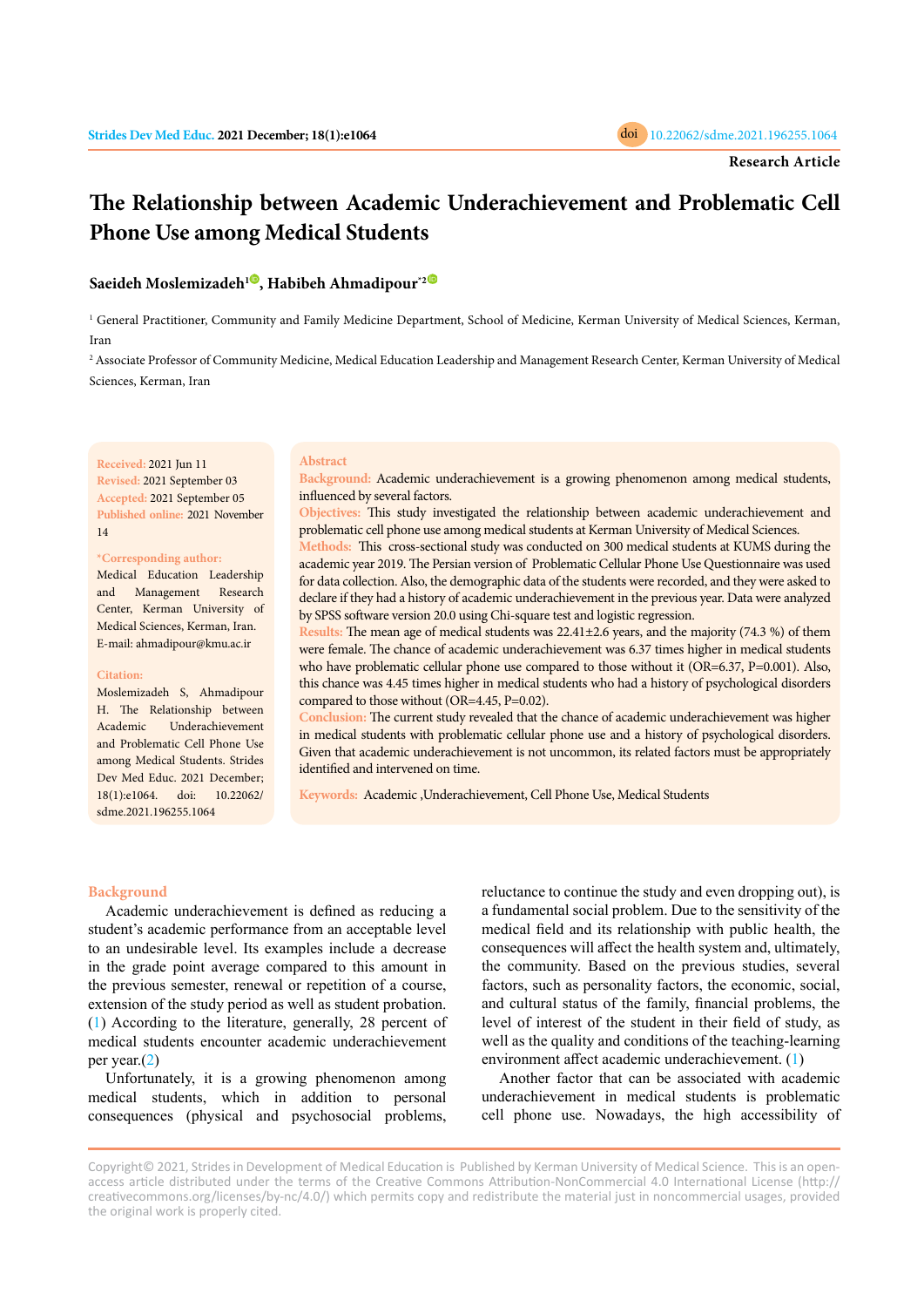Research Article

# The Relationship between Academic Underachievement and Problematic Cell Phone Use among Medical Students

**Saeideh Moslemizadeh[1], Habibeh Ahmadipour[*2]**

[1] General Practitioner, Community and Family Medicine Department, School of Medicine, Kerman University of Medical Sciences, Kerman, Iran

[2] Associate Professor of Community Medicine, Medical Education Leadership and Management Research Center, Kerman University of Medical Sciences, Kerman, Iran

**Received:** 2021 Jun 11
**Revised:** 2021 September 03
**Accepted:** 2021 September 05
**Published online:** 2021 November 14

**\*Corresponding author:**
Medical Education Leadership and Management Research Center, Kerman University of Medical Sciences, Kerman, Iran.
E-mail: ahmadipour@kmu.ac.ir

**Citation:**
Moslemizadeh S, Ahmadipour H. The Relationship between Academic Underachievement and Problematic Cell Phone Use among Medical Students. Strides Dev Med Educ. 2021 December; 18(1):e1064. doi: 10.22062/sdme.2021.196255.1064

## Abstract

**Background:** Academic underachievement is a growing phenomenon among medical students, influenced by several factors.

**Objectives:** This study investigated the relationship between academic underachievement and problematic cell phone use among medical students at Kerman University of Medical Sciences.

**Methods:** This cross-sectional study was conducted on 300 medical students at KUMS during the academic year 2019. The Persian version of Problematic Cellular Phone Use Questionnaire was used for data collection. Also, the demographic data of the students were recorded, and they were asked to declare if they had a history of academic underachievement in the previous year. Data were analyzed by SPSS software version 20.0 using Chi-square test and logistic regression.

**Results:** The mean age of medical students was 22.41±2.6 years, and the majority (74.3 %) of them were female. The chance of academic underachievement was 6.37 times higher in medical students who have problematic cellular phone use compared to those without it (OR=6.37, P=0.001). Also, this chance was 4.45 times higher in medical students who had a history of psychological disorders compared to those without (OR=4.45, P=0.02).

**Conclusion:** The current study revealed that the chance of academic underachievement was higher in medical students with problematic cellular phone use and a history of psychological disorders. Given that academic underachievement is not uncommon, its related factors must be appropriately identified and intervened on time.

**Keywords:** Academic ,Underachievement, Cell Phone Use, Medical Students

## Background

Academic underachievement is defined as reducing a student's academic performance from an acceptable level to an undesirable level. Its examples include a decrease in the grade point average compared to this amount in the previous semester, renewal or repetition of a course, extension of the study period as well as student probation. (1) According to the literature, generally, 28 percent of medical students encounter academic underachievement per year.(2)

Unfortunately, it is a growing phenomenon among medical students, which in addition to personal consequences (physical and psychosocial problems, reluctance to continue the study and even dropping out), is a fundamental social problem. Due to the sensitivity of the medical field and its relationship with public health, the consequences will affect the health system and, ultimately, the community. Based on the previous studies, several factors, such as personality factors, the economic, social, and cultural status of the family, financial problems, the level of interest of the student in their field of study, as well as the quality and conditions of the teaching-learning environment affect academic underachievement. (1)

Another factor that can be associated with academic underachievement in medical students is problematic cell phone use. Nowadays, the high accessibility of

Copyright© 2021, Strides in Development of Medical Education is Published by Kerman University of Medical Science. This is an open-access article distributed under the terms of the Creative Commons Attribution-NonCommercial 4.0 International License (http://creativecommons.org/licenses/by-nc/4.0/) which permits copy and redistribute the material just in noncommercial usages, provided the original work is properly cited.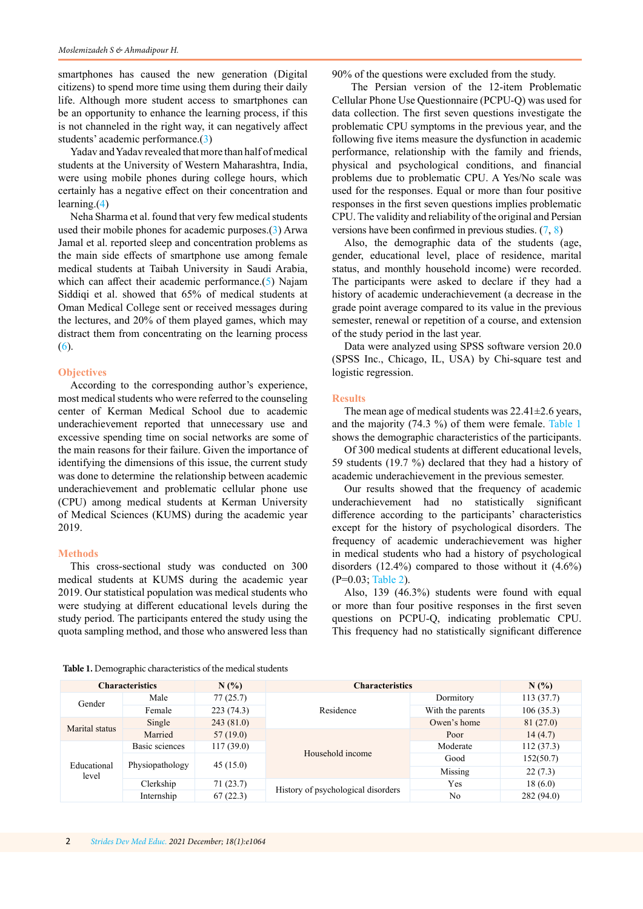smartphones has caused the new generation (Digital citizens) to spend more time using them during their daily life. Although more student access to smartphones can be an opportunity to enhance the learning process, if this is not channeled in the right way, it can negatively affect students' academic performance.(3)

Yadav and Yadav revealed that more than half of medical students at the University of Western Maharashtra, India, were using mobile phones during college hours, which certainly has a negative effect on their concentration and learning.(4)

Neha Sharma et al. found that very few medical students used their mobile phones for academic purposes.(3) Arwa Jamal et al. reported sleep and concentration problems as the main side effects of smartphone use among female medical students at Taibah University in Saudi Arabia, which can affect their academic performance.(5) Najam Siddiqi et al. showed that 65% of medical students at Oman Medical College sent or received messages during the lectures, and 20% of them played games, which may distract them from concentrating on the learning process (6).

## Objectives

According to the corresponding author's experience, most medical students who were referred to the counseling center of Kerman Medical School due to academic underachievement reported that unnecessary use and excessive spending time on social networks are some of the main reasons for their failure. Given the importance of identifying the dimensions of this issue, the current study was done to determine the relationship between academic underachievement and problematic cellular phone use (CPU) among medical students at Kerman University of Medical Sciences (KUMS) during the academic year 2019.

## Methods

This cross-sectional study was conducted on 300 medical students at KUMS during the academic year 2019. Our statistical population was medical students who were studying at different educational levels during the study period. The participants entered the study using the quota sampling method, and those who answered less than 90% of the questions were excluded from the study.

The Persian version of the 12-item Problematic Cellular Phone Use Questionnaire (PCPU-Q) was used for data collection. The first seven questions investigate the problematic CPU symptoms in the previous year, and the following five items measure the dysfunction in academic performance, relationship with the family and friends, physical and psychological conditions, and financial problems due to problematic CPU. A Yes/No scale was used for the responses. Equal or more than four positive responses in the first seven questions implies problematic CPU. The validity and reliability of the original and Persian versions have been confirmed in previous studies. (7, 8)

Also, the demographic data of the students (age, gender, educational level, place of residence, marital status, and monthly household income) were recorded. The participants were asked to declare if they had a history of academic underachievement (a decrease in the grade point average compared to its value in the previous semester, renewal or repetition of a course, and extension of the study period in the last year.

Data were analyzed using SPSS software version 20.0 (SPSS Inc., Chicago, IL, USA) by Chi-square test and logistic regression.

## Results

The mean age of medical students was 22.41±2.6 years, and the majority (74.3 %) of them were female. Table 1 shows the demographic characteristics of the participants.

Of 300 medical students at different educational levels, 59 students (19.7 %) declared that they had a history of academic underachievement in the previous semester.

Our results showed that the frequency of academic underachievement had no statistically significant difference according to the participants' characteristics except for the history of psychological disorders. The frequency of academic underachievement was higher in medical students who had a history of psychological disorders (12.4%) compared to those without it (4.6%) (P=0.03; Table 2).

Also, 139 (46.3%) students were found with equal or more than four positive responses in the first seven questions on PCPU-Q, indicating problematic CPU. This frequency had no statistically significant difference

**Table 1.** Demographic characteristics of the medical students

| Characteristics | | N (%) | Characteristics | | N (%) |
|---|---|---|---|---|---|
| Gender | Male | 77 (25.7) | Residence | Dormitory | 113 (37.7) |
| | Female | 223 (74.3) | | With the parents | 106 (35.3) |
| Marital status | Single | 243 (81.0) | | Owen's home | 81 (27.0) |
| | Married | 57 (19.0) | Household income | Poor | 14 (4.7) |
| Educational level | Basic sciences | 117 (39.0) | | Moderate | 112 (37.3) |
| | Physiopathology | 45 (15.0) | | Good | 152(50.7) |
| | | | | Missing | 22 (7.3) |
| | Clerkship | 71 (23.7) | History of psychological disorders | Yes | 18 (6.0) |
| | Internship | 67 (22.3) | | No | 282 (94.0) |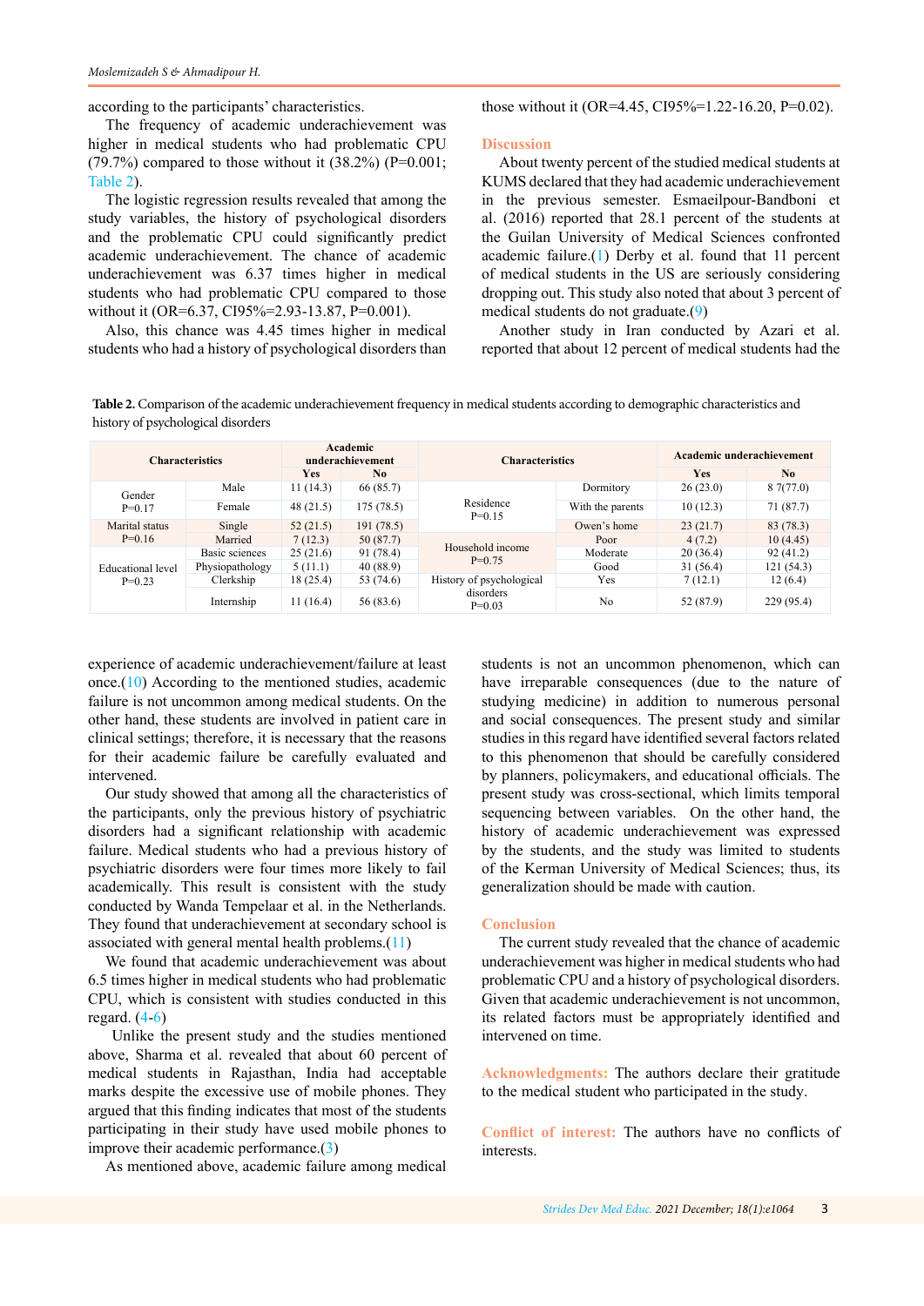according to the participants' characteristics.

The frequency of academic underachievement was higher in medical students who had problematic CPU (79.7%) compared to those without it (38.2%) (P=0.001; Table 2).

The logistic regression results revealed that among the study variables, the history of psychological disorders and the problematic CPU could significantly predict academic underachievement. The chance of academic underachievement was 6.37 times higher in medical students who had problematic CPU compared to those without it (OR=6.37, CI95%=2.93-13.87, P=0.001).

Also, this chance was 4.45 times higher in medical students who had a history of psychological disorders than those without it (OR=4.45, CI95%=1.22-16.20, P=0.02).

## Discussion

About twenty percent of the studied medical students at KUMS declared that they had academic underachievement in the previous semester. Esmaeilpour-Bandboni et al. (2016) reported that 28.1 percent of the students at the Guilan University of Medical Sciences confronted academic failure.(1) Derby et al. found that 11 percent of medical students in the US are seriously considering dropping out. This study also noted that about 3 percent of medical students do not graduate.(9)

Another study in Iran conducted by Azari et al. reported that about 12 percent of medical students had the experience of academic underachievement/failure at least once.(10) According to the mentioned studies, academic failure is not uncommon among medical students. On the other hand, these students are involved in patient care in clinical settings; therefore, it is necessary that the reasons for their academic failure be carefully evaluated and intervened.

**Table 2.** Comparison of the academic underachievement frequency in medical students according to demographic characteristics and history of psychological disorders

| Characteristics | | Academic underachievement | | Characteristics | | Academic underachievement | |
|---|---|---|---|---|---|---|---|
| | | Yes | No | | | Yes | No |
| Gender P=0.17 | Male | 11 (14.3) | 66 (85.7) | Residence P=0.15 | Dormitory | 26 (23.0) | 8 7(77.0) |
| | Female | 48 (21.5) | 175 (78.5) | | With the parents | 10 (12.3) | 71 (87.7) |
| Marital status P=0.16 | Single | 52 (21.5) | 191 (78.5) | | Owen's home | 23 (21.7) | 83 (78.3) |
| | Married | 7 (12.3) | 50 (87.7) | Household income P=0.75 | Poor | 4 (7.2) | 10 (4.45) |
| Educational level P=0.23 | Basic sciences | 25 (21.6) | 91 (78.4) | | Moderate | 20 (36.4) | 92 (41.2) |
| | Physiopathology | 5 (11.1) | 40 (88.9) | | Good | 31 (56.4) | 121 (54.3) |
| | Clerkship | 18 (25.4) | 53 (74.6) | History of psychological disorders P=0.03 | Yes | 7 (12.1) | 12 (6.4) |
| | Internship | 11 (16.4) | 56 (83.6) | | No | 52 (87.9) | 229 (95.4) |

Our study showed that among all the characteristics of the participants, only the previous history of psychiatric disorders had a significant relationship with academic failure. Medical students who had a previous history of psychiatric disorders were four times more likely to fail academically. This result is consistent with the study conducted by Wanda Tempelaar et al. in the Netherlands. They found that underachievement at secondary school is associated with general mental health problems.(11)

We found that academic underachievement was about 6.5 times higher in medical students who had problematic CPU, which is consistent with studies conducted in this regard. (4-6)

Unlike the present study and the studies mentioned above, Sharma et al. revealed that about 60 percent of medical students in Rajasthan, India had acceptable marks despite the excessive use of mobile phones. They argued that this finding indicates that most of the students participating in their study have used mobile phones to improve their academic performance.(3)

As mentioned above, academic failure among medical students is not an uncommon phenomenon, which can have irreparable consequences (due to the nature of studying medicine) in addition to numerous personal and social consequences. The present study and similar studies in this regard have identified several factors related to this phenomenon that should be carefully considered by planners, policymakers, and educational officials. The present study was cross-sectional, which limits temporal sequencing between variables. On the other hand, the history of academic underachievement was expressed by the students, and the study was limited to students of the Kerman University of Medical Sciences; thus, its generalization should be made with caution.

## Conclusion

The current study revealed that the chance of academic underachievement was higher in medical students who had problematic CPU and a history of psychological disorders. Given that academic underachievement is not uncommon, its related factors must be appropriately identified and intervened on time.

**Acknowledgments:** The authors declare their gratitude to the medical student who participated in the study.

**Conflict of interest:** The authors have no conflicts of interests.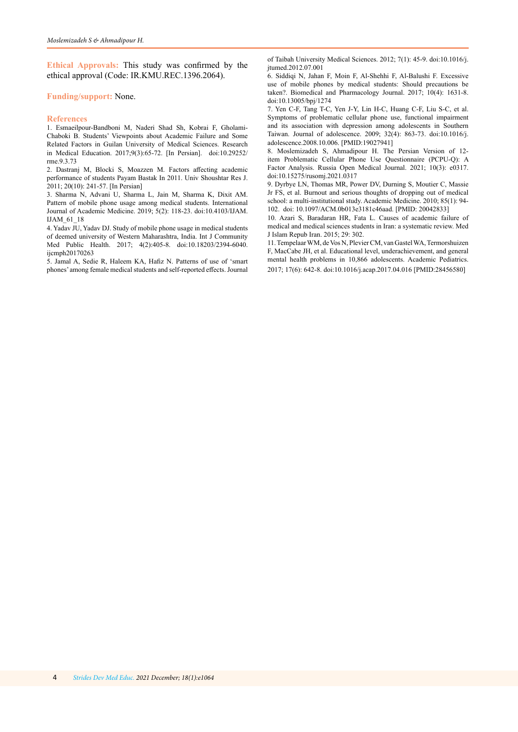**Ethical Approvals:** This study was confirmed by the ethical approval (Code: IR.KMU.REC.1396.2064).

**Funding/support:** None.

## References

1. Esmaeilpour-Bandboni M, Naderi Shad Sh, Kobrai F, Gholami-Chaboki B. Students' Viewpoints about Academic Failure and Some Related Factors in Guilan University of Medical Sciences. Research in Medical Education. 2017;9(3):65-72. [In Persian]. doi:10.29252/rme.9.3.73
2. Dastranj M, Blocki S, Moazzen M. Factors affecting academic performance of students Payam Bastak In 2011. Univ Shoushtar Res J. 2011; 20(10): 241-57. [In Persian]
3. Sharma N, Advani U, Sharma L, Jain M, Sharma K, Dixit AM. Pattern of mobile phone usage among medical students. International Journal of Academic Medicine. 2019; 5(2): 118-23. doi:10.4103/IJAM.IJAM_61_18
4. Yadav JU, Yadav DJ. Study of mobile phone usage in medical students of deemed university of Western Maharashtra, India. Int J Community Med Public Health. 2017; 4(2):405-8. doi:10.18203/2394-6040.ijcmph20170263
5. Jamal A, Sedie R, Haleem KA, Hafiz N. Patterns of use of 'smart phones' among female medical students and self-reported effects. Journal of Taibah University Medical Sciences. 2012; 7(1): 45-9. doi:10.1016/j.jtumed.2012.07.001
6. Siddiqi N, Jahan F, Moin F, Al-Shehhi F, Al-Balushi F. Excessive use of mobile phones by medical students: Should precautions be taken?. Biomedical and Pharmacology Journal. 2017; 10(4): 1631-8. doi:10.13005/bpj/1274
7. Yen C-F, Tang T-C, Yen J-Y, Lin H-C, Huang C-F, Liu S-C, et al. Symptoms of problematic cellular phone use, functional impairment and its association with depression among adolescents in Southern Taiwan. Journal of adolescence. 2009; 32(4): 863-73. doi:10.1016/j.adolescence.2008.10.006. [PMID:19027941]
8. Moslemizadeh S, Ahmadipour H. The Persian Version of 12-item Problematic Cellular Phone Use Questionnaire (PCPU-Q): A Factor Analysis. Russia Open Medical Journal. 2021; 10(3): e0317. doi:10.15275/rusomj.2021.0317
9. Dyrbye LN, Thomas MR, Power DV, Durning S, Moutier C, Massie Jr FS, et al. Burnout and serious thoughts of dropping out of medical school: a multi-institutional study. Academic Medicine. 2010; 85(1): 94-102. doi: 10.1097/ACM.0b013e3181c46aad. [PMID: 20042833]
10. Azari S, Baradaran HR, Fata L. Causes of academic failure of medical and medical sciences students in Iran: a systematic review. Med J Islam Repub Iran. 2015; 29: 302.
11. Tempelaar WM, de Vos N, Plevier CM, van Gastel WA, Termorshuizen F, MacCabe JH, et al. Educational level, underachievement, and general mental health problems in 10,866 adolescents. Academic Pediatrics. 2017; 17(6): 642-8. doi:10.1016/j.acap.2017.04.016 [PMID:28456580]